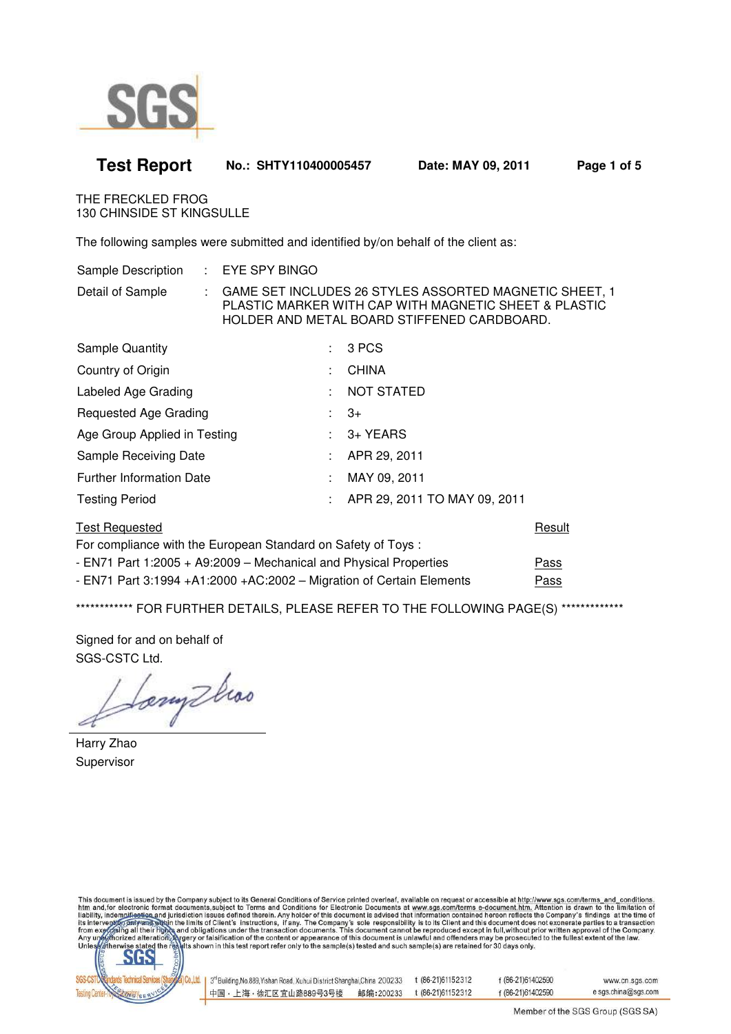SGS

# Test Report

**No.: SHTY110400005457** **Date: MAY 09, 2011**

THE FRECKLED FROG
130 CHINSIDE ST KINGSULLE

The following samples were submitted and identified by/on behalf of the client as:

| | | |
|---|---|---|
| Sample Description | : | EYE SPY BINGO |
| Detail of Sample | : | GAME SET INCLUDES 26 STYLES ASSORTED MAGNETIC SHEET, 1 PLASTIC MARKER WITH CAP WITH MAGNETIC SHEET & PLASTIC HOLDER AND METAL BOARD STIFFENED CARDBOARD. |

| | | |
|---|---|---|
| Sample Quantity | : | 3 PCS |
| Country of Origin | : | CHINA |
| Labeled Age Grading | : | NOT STATED |
| Requested Age Grading | : | 3+ |
| Age Group Applied in Testing | : | 3+ YEARS |
| Sample Receiving Date | : | APR 29, 2011 |
| Further Information Date | : | MAY 09, 2011 |
| Testing Period | : | APR 29, 2011 TO MAY 09, 2011 |

| Test Requested | Result |
|---|---|
| For compliance with the European Standard on Safety of Toys : | |
| - EN71 Part 1:2005 + A9:2009 – Mechanical and Physical Properties | Pass |
| - EN71 Part 3:1994 +A1:2000 +AC:2002 – Migration of Certain Elements | Pass |

************ FOR FURTHER DETAILS, PLEASE REFER TO THE FOLLOWING PAGE(S) *************

Signed for and on behalf of
SGS-CSTC Ltd.

Harry Zhao
Supervisor

This document is issued by the Company subject to its General Conditions of Service printed overleaf, available on request or accessible at http://www.sgs.com/terms_and_conditions.htm and, for electronic format documents, subject to Terms and Conditions for Electronic Documents at www.sgs.com/terms_e-document.htm. Attention is drawn to the limitation of liability, indemnification and jurisdiction issues defined therein. Any holder of this document is advised that information contained hereon reflects the Company's findings at the time of its intervention only and within the limits of Client's instructions, if any. The Company's sole responsibility is to its Client and this document does not exonerate parties to a transaction from exercising all their rights and obligations under the transaction documents. This document cannot be reproduced except in full, without prior written approval of the Company. Any unauthorized alteration, forgery or falsification of the content or appearance of this document is unlawful and offenders may be prosecuted to the fullest extent of the law. Unless otherwise stated the results shown in this test report refer only to the sample(s) tested and such sample(s) are retained for 30 days only.

SGS-CSTC Standards Technical Services (Shanghai) Co.,Ltd. Testing Center | 3rd Building, No.889, Yishan Road, Xuhui District Shanghai, China 200233 | t (86-21)61152312 | f (86-21)61402590 | www.cn.sgs.com
中国・上海・徐汇区宜山路889号3号楼 邮编:200233 | t (86-21)61152312 | f (86-21)61402590 | e sgs.china@sgs.com

Member of the SGS Group (SGS SA)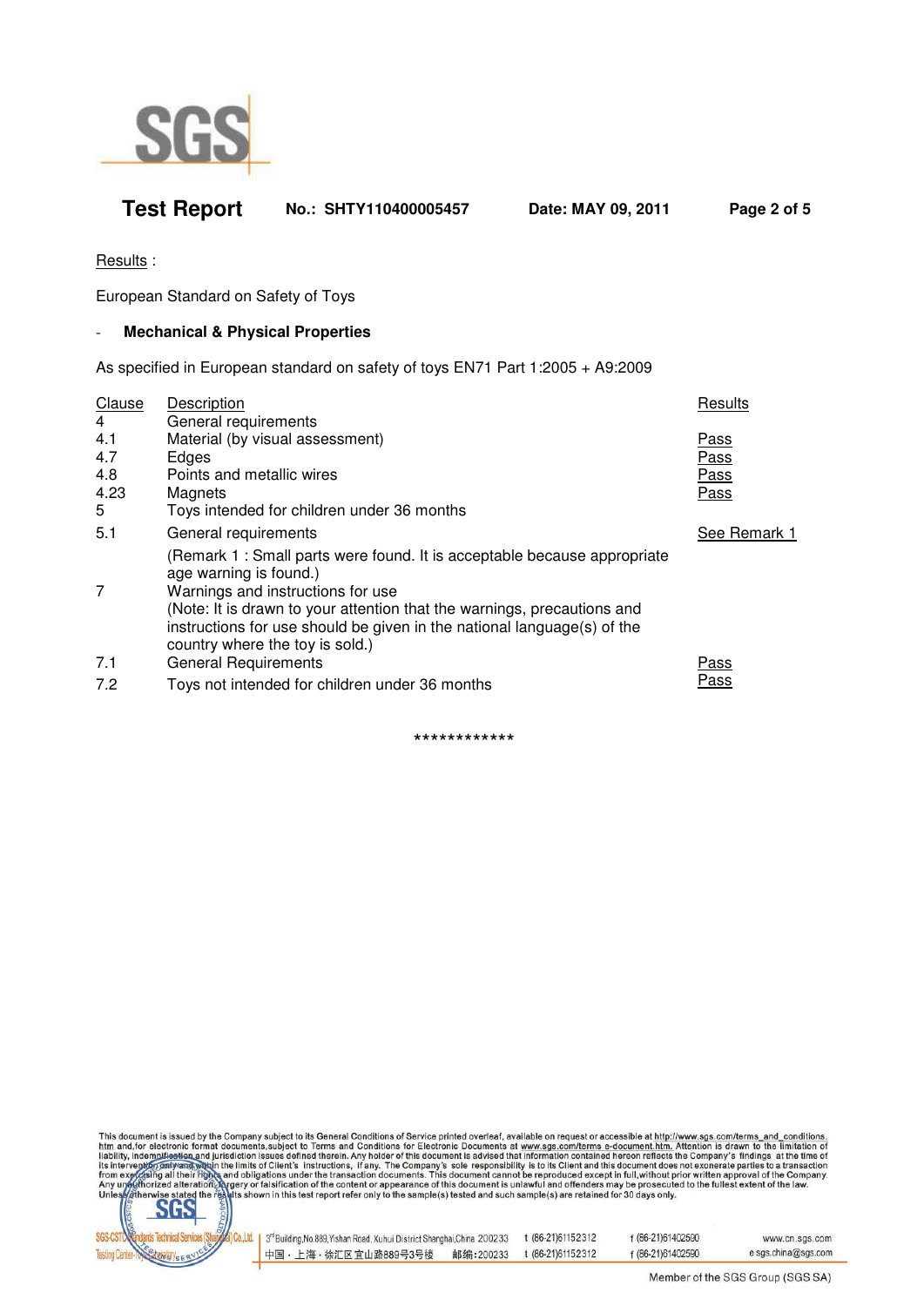Results :

European Standard on Safety of Toys

- **Mechanical & Physical Properties**

As specified in European standard on safety of toys EN71 Part 1:2005 + A9:2009

| Clause | Description | Results |
|---|---|---|
| 4 | General requirements | |
| 4.1 | Material (by visual assessment) | Pass |
| 4.7 | Edges | Pass |
| 4.8 | Points and metallic wires | Pass |
| 4.23 | Magnets | Pass |
| 5 | Toys intended for children under 36 months | |
| 5.1 | General requirements | See Remark 1 |
| | (Remark 1 : Small parts were found. It is acceptable because appropriate age warning is found.) | |
| 7 | Warnings and instructions for use (Note: It is drawn to your attention that the warnings, precautions and instructions for use should be given in the national language(s) of the country where the toy is sold.) | |
| 7.1 | General Requirements | Pass |
| 7.2 | Toys not intended for children under 36 months | Pass |

************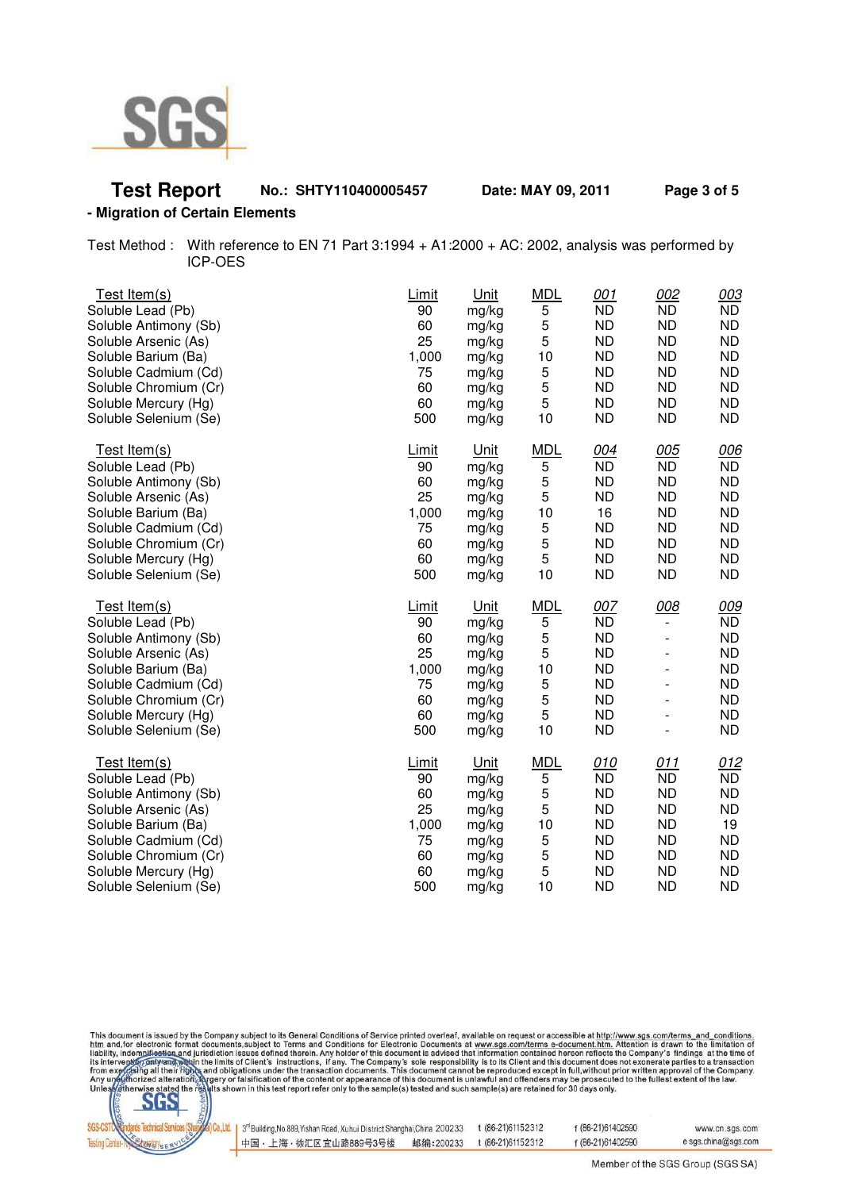**Test Report** No.: SHTY110400005457 Date: MAY 09, 2011

- **Migration of Certain Elements**

Test Method : With reference to EN 71 Part 3:1994 + A1:2000 + AC: 2002, analysis was performed by ICP-OES

| Test Item(s) | Limit | Unit | MDL | 001 | 002 | 003 |
|---|---|---|---|---|---|---|
| Soluble Lead (Pb) | 90 | mg/kg | 5 | ND | ND | ND |
| Soluble Antimony (Sb) | 60 | mg/kg | 5 | ND | ND | ND |
| Soluble Arsenic (As) | 25 | mg/kg | 5 | ND | ND | ND |
| Soluble Barium (Ba) | 1,000 | mg/kg | 10 | ND | ND | ND |
| Soluble Cadmium (Cd) | 75 | mg/kg | 5 | ND | ND | ND |
| Soluble Chromium (Cr) | 60 | mg/kg | 5 | ND | ND | ND |
| Soluble Mercury (Hg) | 60 | mg/kg | 5 | ND | ND | ND |
| Soluble Selenium (Se) | 500 | mg/kg | 10 | ND | ND | ND |

| Test Item(s) | Limit | Unit | MDL | 004 | 005 | 006 |
|---|---|---|---|---|---|---|
| Soluble Lead (Pb) | 90 | mg/kg | 5 | ND | ND | ND |
| Soluble Antimony (Sb) | 60 | mg/kg | 5 | ND | ND | ND |
| Soluble Arsenic (As) | 25 | mg/kg | 5 | ND | ND | ND |
| Soluble Barium (Ba) | 1,000 | mg/kg | 10 | 16 | ND | ND |
| Soluble Cadmium (Cd) | 75 | mg/kg | 5 | ND | ND | ND |
| Soluble Chromium (Cr) | 60 | mg/kg | 5 | ND | ND | ND |
| Soluble Mercury (Hg) | 60 | mg/kg | 5 | ND | ND | ND |
| Soluble Selenium (Se) | 500 | mg/kg | 10 | ND | ND | ND |

| Test Item(s) | Limit | Unit | MDL | 007 | 008 | 009 |
|---|---|---|---|---|---|---|
| Soluble Lead (Pb) | 90 | mg/kg | 5 | ND | - | ND |
| Soluble Antimony (Sb) | 60 | mg/kg | 5 | ND | - | ND |
| Soluble Arsenic (As) | 25 | mg/kg | 5 | ND | - | ND |
| Soluble Barium (Ba) | 1,000 | mg/kg | 10 | ND | - | ND |
| Soluble Cadmium (Cd) | 75 | mg/kg | 5 | ND | - | ND |
| Soluble Chromium (Cr) | 60 | mg/kg | 5 | ND | - | ND |
| Soluble Mercury (Hg) | 60 | mg/kg | 5 | ND | - | ND |
| Soluble Selenium (Se) | 500 | mg/kg | 10 | ND | - | ND |

| Test Item(s) | Limit | Unit | MDL | 010 | 011 | 012 |
|---|---|---|---|---|---|---|
| Soluble Lead (Pb) | 90 | mg/kg | 5 | ND | ND | ND |
| Soluble Antimony (Sb) | 60 | mg/kg | 5 | ND | ND | ND |
| Soluble Arsenic (As) | 25 | mg/kg | 5 | ND | ND | ND |
| Soluble Barium (Ba) | 1,000 | mg/kg | 10 | ND | ND | 19 |
| Soluble Cadmium (Cd) | 75 | mg/kg | 5 | ND | ND | ND |
| Soluble Chromium (Cr) | 60 | mg/kg | 5 | ND | ND | ND |
| Soluble Mercury (Hg) | 60 | mg/kg | 5 | ND | ND | ND |
| Soluble Selenium (Se) | 500 | mg/kg | 10 | ND | ND | ND |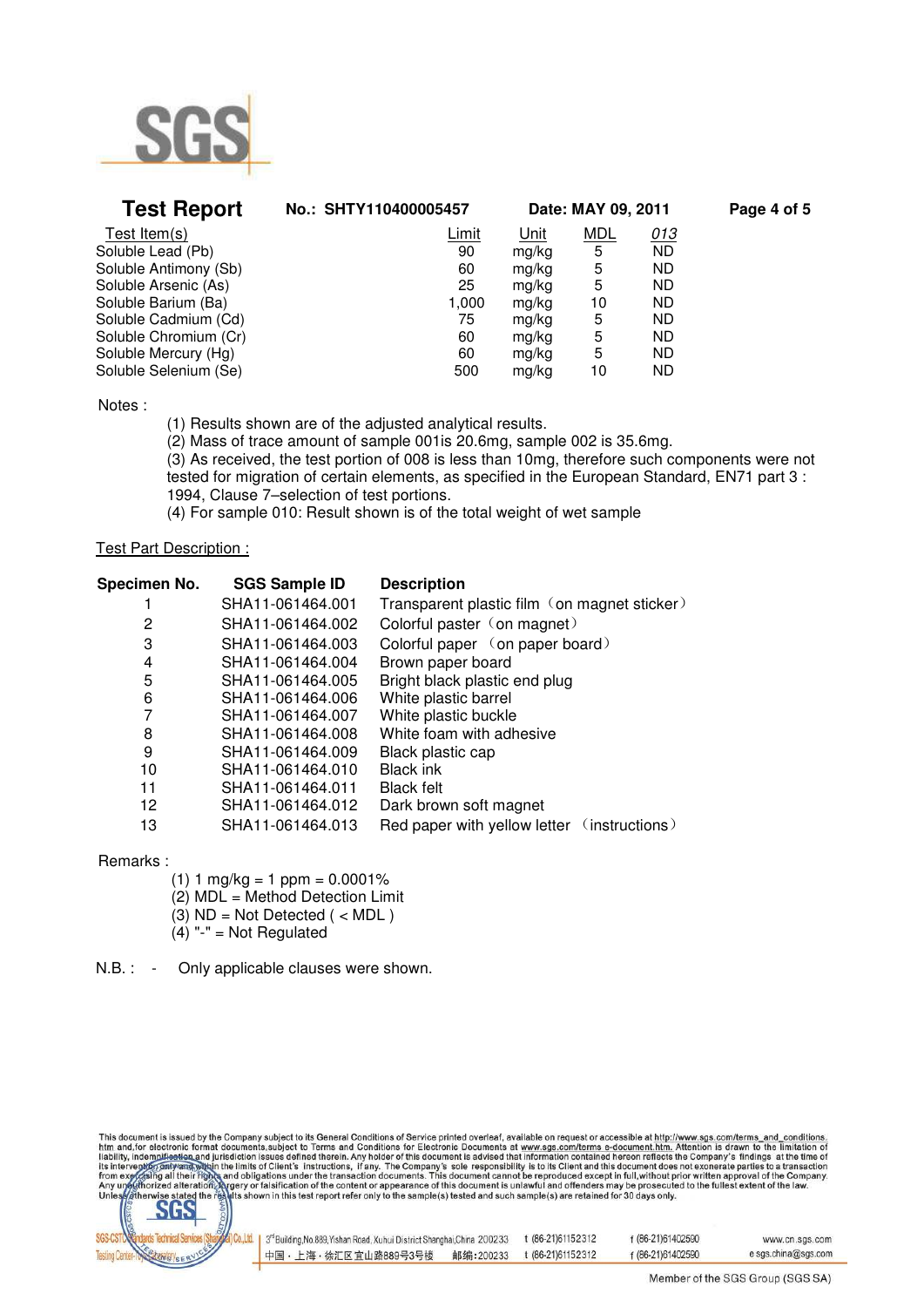**Test Report** No.: SHTY110400005457 Date: MAY 09, 2011

| Test Item(s) | Limit | Unit | MDL | 013 |
|---|---|---|---|---|
| Soluble Lead (Pb) | 90 | mg/kg | 5 | ND |
| Soluble Antimony (Sb) | 60 | mg/kg | 5 | ND |
| Soluble Arsenic (As) | 25 | mg/kg | 5 | ND |
| Soluble Barium (Ba) | 1,000 | mg/kg | 10 | ND |
| Soluble Cadmium (Cd) | 75 | mg/kg | 5 | ND |
| Soluble Chromium (Cr) | 60 | mg/kg | 5 | ND |
| Soluble Mercury (Hg) | 60 | mg/kg | 5 | ND |
| Soluble Selenium (Se) | 500 | mg/kg | 10 | ND |

Notes :

(1) Results shown are of the adjusted analytical results.
(2) Mass of trace amount of sample 001is 20.6mg, sample 002 is 35.6mg.
(3) As received, the test portion of 008 is less than 10mg, therefore such components were not tested for migration of certain elements, as specified in the European Standard, EN71 part 3 : 1994, Clause 7–selection of test portions.
(4) For sample 010: Result shown is of the total weight of wet sample

Test Part Description :

| Specimen No. | SGS Sample ID | Description |
|---|---|---|
| 1 | SHA11-061464.001 | Transparent plastic film（on magnet sticker） |
| 2 | SHA11-061464.002 | Colorful paster（on magnet） |
| 3 | SHA11-061464.003 | Colorful paper （on paper board） |
| 4 | SHA11-061464.004 | Brown paper board |
| 5 | SHA11-061464.005 | Bright black plastic end plug |
| 6 | SHA11-061464.006 | White plastic barrel |
| 7 | SHA11-061464.007 | White plastic buckle |
| 8 | SHA11-061464.008 | White foam with adhesive |
| 9 | SHA11-061464.009 | Black plastic cap |
| 10 | SHA11-061464.010 | Black ink |
| 11 | SHA11-061464.011 | Black felt |
| 12 | SHA11-061464.012 | Dark brown soft magnet |
| 13 | SHA11-061464.013 | Red paper with yellow letter （instructions） |

Remarks :

(1) 1 mg/kg = 1 ppm = 0.0001%
(2) MDL = Method Detection Limit
(3) ND = Not Detected ( < MDL )
(4) "-" = Not Regulated

N.B. : - Only applicable clauses were shown.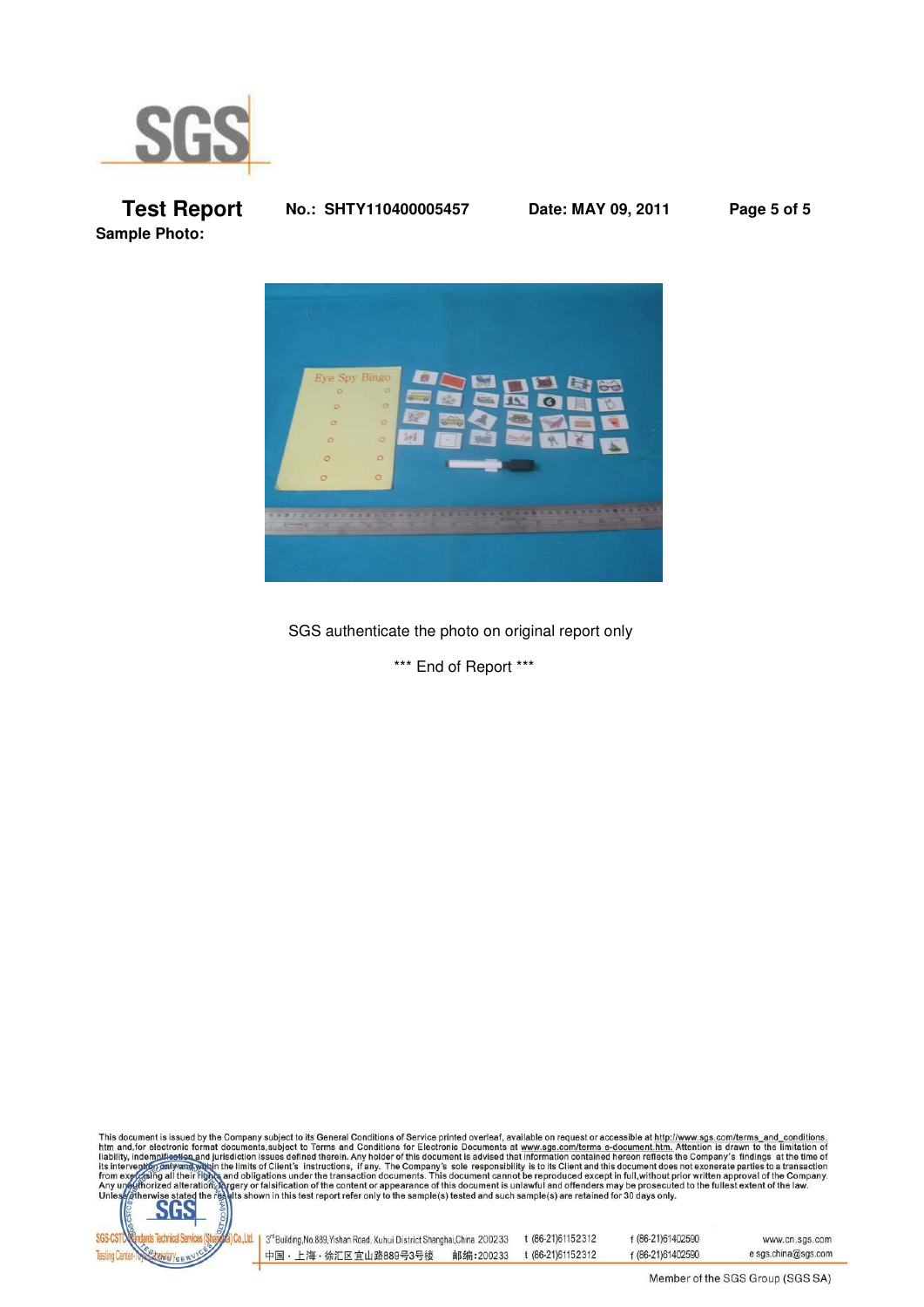**Test Report** No.: SHTY110400005457 Date: MAY 09, 2011

**Sample Photo:**

SGS authenticate the photo on original report only

\*\*\* End of Report \*\*\*

This document is issued by the Company subject to its General Conditions of Service printed overleaf, available on request or accessible at http://www.sgs.com/terms_and_conditions.htm and, for electronic format documents, subject to Terms and Conditions for Electronic Documents at www.sgs.com/terms_e-document.htm. Attention is drawn to the limitation of liability, indemnification and jurisdiction issues defined therein. Any holder of this document is advised that information contained hereon reflects the Company's findings at the time of its intervention only and within the limits of Client's instructions, if any. The Company's sole responsibility is to its Client and this document does not exonerate parties to a transaction from exercising all their rights and obligations under the transaction documents. This document cannot be reproduced except in full, without prior written approval of the Company. Any unauthorized alteration, forgery or falsification of the content or appearance of this document is unlawful and offenders may be prosecuted to the fullest extent of the law. Unless otherwise stated the results shown in this test report refer only to the sample(s) tested and such sample(s) are retained for 30 days only.

SGS-CSTC Standards Technical Services (Shanghai) Co.,Ltd. Testing Center-Toys Laboratory | 3rd Building, No.889, Yishan Road, Xuhui District Shanghai, China 200233 | t (86-21)61152312 | f (86-21)61402590 | www.cn.sgs.com

中国・上海・徐汇区宜山路889号3号楼 邮编:200233 | t (86-21)61152312 | f (86-21)61402590 | e sgs.china@sgs.com

Member of the SGS Group (SGS SA)